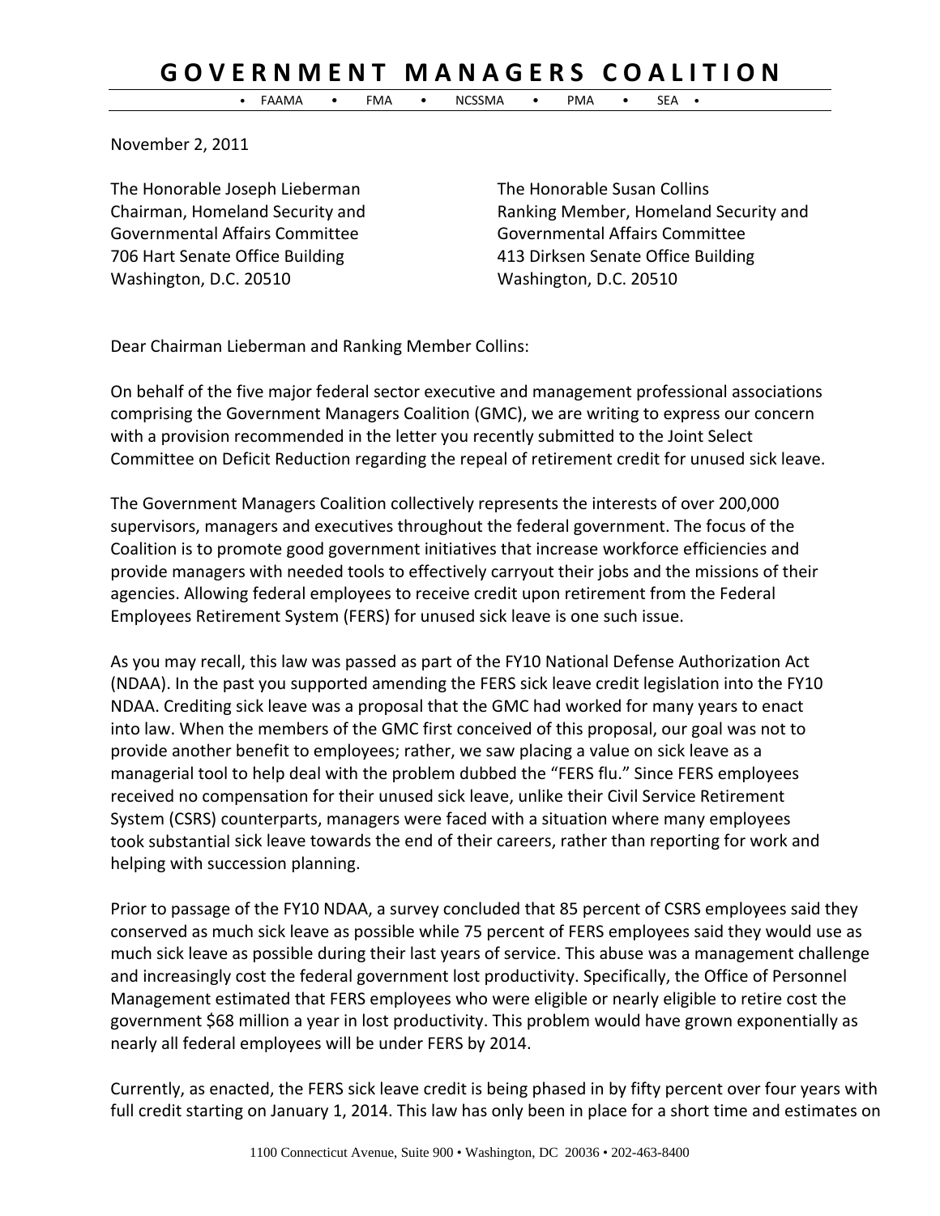# GOVERNMENT MANAGERS COALITION

• FAAMA • FMA • NCSSMA • PMA • SEA •

November 2, 2011

The Honorable Joseph Lieberman
Chairman, Homeland Security and
Governmental Affairs Committee
706 Hart Senate Office Building
Washington, D.C. 20510

The Honorable Susan Collins
Ranking Member, Homeland Security and
Governmental Affairs Committee
413 Dirksen Senate Office Building
Washington, D.C. 20510

Dear Chairman Lieberman and Ranking Member Collins:

On behalf of the five major federal sector executive and management professional associations comprising the Government Managers Coalition (GMC), we are writing to express our concern with a provision recommended in the letter you recently submitted to the Joint Select Committee on Deficit Reduction regarding the repeal of retirement credit for unused sick leave.

The Government Managers Coalition collectively represents the interests of over 200,000 supervisors, managers and executives throughout the federal government. The focus of the Coalition is to promote good government initiatives that increase workforce efficiencies and provide managers with needed tools to effectively carryout their jobs and the missions of their agencies. Allowing federal employees to receive credit upon retirement from the Federal Employees Retirement System (FERS) for unused sick leave is one such issue.

As you may recall, this law was passed as part of the FY10 National Defense Authorization Act (NDAA). In the past you supported amending the FERS sick leave credit legislation into the FY10 NDAA. Crediting sick leave was a proposal that the GMC had worked for many years to enact into law. When the members of the GMC first conceived of this proposal, our goal was not to provide another benefit to employees; rather, we saw placing a value on sick leave as a managerial tool to help deal with the problem dubbed the "FERS flu." Since FERS employees received no compensation for their unused sick leave, unlike their Civil Service Retirement System (CSRS) counterparts, managers were faced with a situation where many employees took substantial sick leave towards the end of their careers, rather than reporting for work and helping with succession planning.

Prior to passage of the FY10 NDAA, a survey concluded that 85 percent of CSRS employees said they conserved as much sick leave as possible while 75 percent of FERS employees said they would use as much sick leave as possible during their last years of service. This abuse was a management challenge and increasingly cost the federal government lost productivity. Specifically, the Office of Personnel Management estimated that FERS employees who were eligible or nearly eligible to retire cost the government $68 million a year in lost productivity. This problem would have grown exponentially as nearly all federal employees will be under FERS by 2014.

Currently, as enacted, the FERS sick leave credit is being phased in by fifty percent over four years with full credit starting on January 1, 2014. This law has only been in place for a short time and estimates on

1100 Connecticut Avenue, Suite 900 • Washington, DC 20036 • 202-463-8400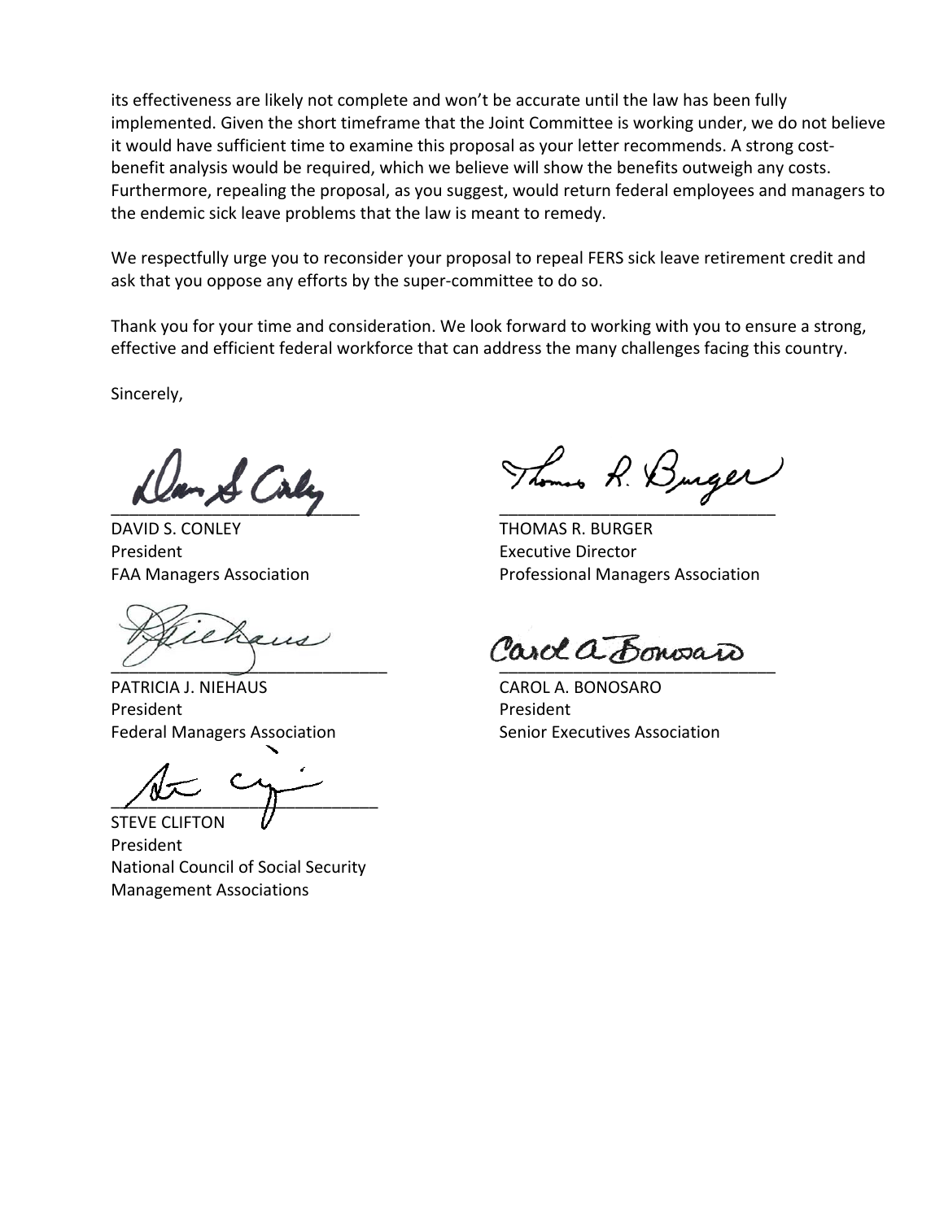its effectiveness are likely not complete and won't be accurate until the law has been fully implemented. Given the short timeframe that the Joint Committee is working under, we do not believe it would have sufficient time to examine this proposal as your letter recommends. A strong cost-benefit analysis would be required, which we believe will show the benefits outweigh any costs. Furthermore, repealing the proposal, as you suggest, would return federal employees and managers to the endemic sick leave problems that the law is meant to remedy.

We respectfully urge you to reconsider your proposal to repeal FERS sick leave retirement credit and ask that you oppose any efforts by the super-committee to do so.

Thank you for your time and consideration. We look forward to working with you to ensure a strong, effective and efficient federal workforce that can address the many challenges facing this country.

Sincerely,

DAVID S. CONLEY
President
FAA Managers Association

THOMAS R. BURGER
Executive Director
Professional Managers Association

PATRICIA J. NIEHAUS
President
Federal Managers Association

CAROL A. BONOSARO
President
Senior Executives Association

STEVE CLIFTON
President
National Council of Social Security Management Associations